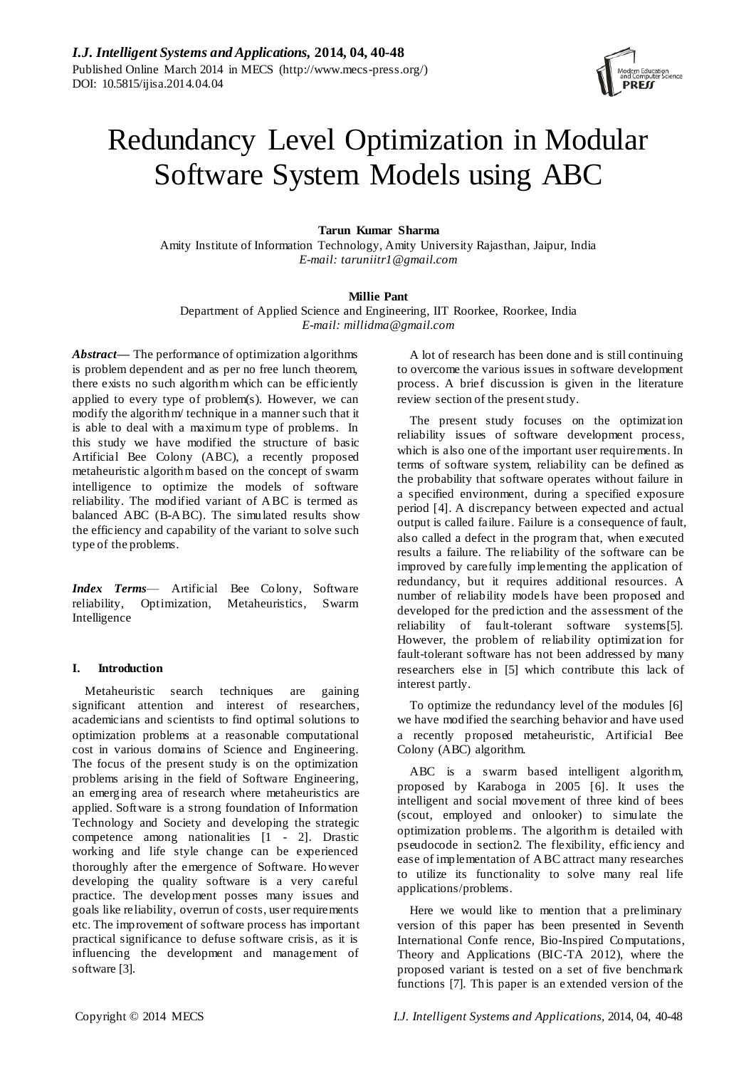# Redundancy Level Optimization in Modular Software System Models using ABC

**Tarun Kumar Sharma**
Amity Institute of Information Technology, Amity University Rajasthan, Jaipur, India
*E-mail: taruniitr1@gmail.com*

**Millie Pant**
Department of Applied Science and Engineering, IIT Roorkee, Roorkee, India
*E-mail: millidma@gmail.com*

***Abstract*****—** The performance of optimization algorithms is problem dependent and as per no free lunch theorem, there exists no such algorithm which can be efficiently applied to every type of problem(s). However, we can modify the algorithm/ technique in a manner such that it is able to deal with a maximum type of problems. In this study we have modified the structure of basic Artificial Bee Colony (ABC), a recently proposed metaheuristic algorithm based on the concept of swarm intelligence to optimize the models of software reliability. The modified variant of ABC is termed as balanced ABC (B-ABC). The simulated results show the efficiency and capability of the variant to solve such type of the problems.

***Index Terms*****—** Artificial Bee Colony, Software reliability, Optimization, Metaheuristics, Swarm Intelligence

## I. Introduction

Metaheuristic search techniques are gaining significant attention and interest of researchers, academicians and scientists to find optimal solutions to optimization problems at a reasonable computational cost in various domains of Science and Engineering. The focus of the present study is on the optimization problems arising in the field of Software Engineering, an emerging area of research where metaheuristics are applied. Software is a strong foundation of Information Technology and Society and developing the strategic competence among nationalities [1 - 2]. Drastic working and life style change can be experienced thoroughly after the emergence of Software. However developing the quality software is a very careful practice. The development posses many issues and goals like reliability, overrun of costs, user requirements etc. The improvement of software process has important practical significance to defuse software crisis, as it is influencing the development and management of software [3].

A lot of research has been done and is still continuing to overcome the various issues in software development process. A brief discussion is given in the literature review section of the present study.

The present study focuses on the optimization reliability issues of software development process, which is also one of the important user requirements. In terms of software system, reliability can be defined as the probability that software operates without failure in a specified environment, during a specified exposure period [4]. A discrepancy between expected and actual output is called failure. Failure is a consequence of fault, also called a defect in the program that, when executed results a failure. The reliability of the software can be improved by carefully implementing the application of redundancy, but it requires additional resources. A number of reliability models have been proposed and developed for the prediction and the assessment of the reliability of fault-tolerant software systems[5]. However, the problem of reliability optimization for fault-tolerant software has not been addressed by many researchers else in [5] which contribute this lack of interest partly.

To optimize the redundancy level of the modules [6] we have modified the searching behavior and have used a recently proposed metaheuristic, Artificial Bee Colony (ABC) algorithm.

ABC is a swarm based intelligent algorithm, proposed by Karaboga in 2005 [6]. It uses the intelligent and social movement of three kind of bees (scout, employed and onlooker) to simulate the optimization problems. The algorithm is detailed with pseudocode in section2. The flexibility, efficiency and ease of implementation of ABC attract many researches to utilize its functionality to solve many real life applications/problems.

Here we would like to mention that a preliminary version of this paper has been presented in Seventh International Confe rence, Bio-Inspired Computations, Theory and Applications (BIC-TA 2012), where the proposed variant is tested on a set of five benchmark functions [7]. This paper is an extended version of the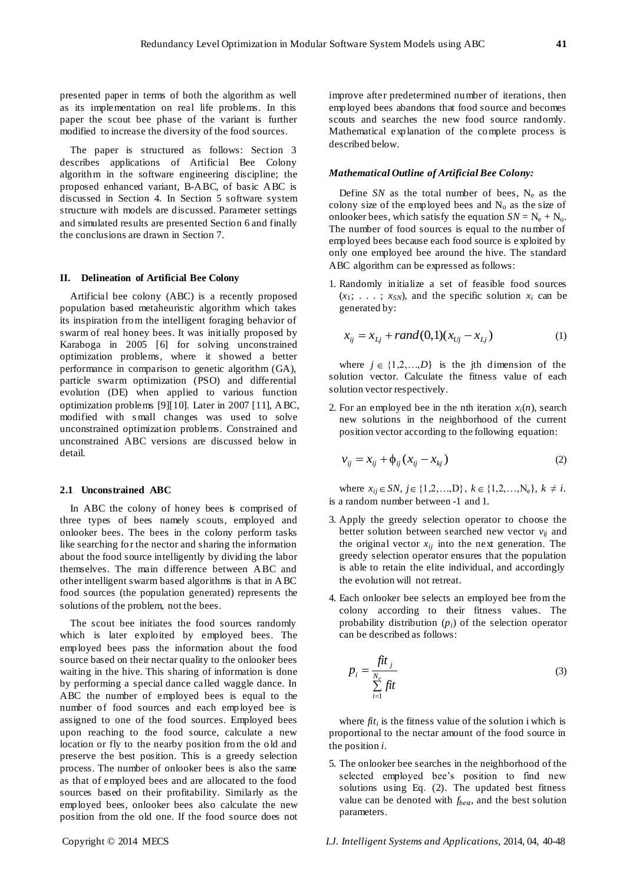presented paper in terms of both the algorithm as well as its implementation on real life problems. In this paper the scout bee phase of the variant is further modified to increase the diversity of the food sources.

The paper is structured as follows: Section 3 describes applications of Artificial Bee Colony algorithm in the software engineering discipline; the proposed enhanced variant, B-ABC, of basic ABC is discussed in Section 4. In Section 5 software system structure with models are discussed. Parameter settings and simulated results are presented Section 6 and finally the conclusions are drawn in Section 7.

## II. Delineation of Artificial Bee Colony

Artificial bee colony (ABC) is a recently proposed population based metaheuristic algorithm which takes its inspiration from the intelligent foraging behavior of swarm of real honey bees. It was initially proposed by Karaboga in 2005 [6] for solving unconstrained optimization problems, where it showed a better performance in comparison to genetic algorithm (GA), particle swarm optimization (PSO) and differential evolution (DE) when applied to various function optimization problems [9][10]. Later in 2007 [11], ABC, modified with small changes was used to solve unconstrained optimization problems. Constrained and unconstrained ABC versions are discussed below in detail.

### 2.1 Unconstrained ABC

In ABC the colony of honey bees is comprised of three types of bees namely scouts, employed and onlooker bees. The bees in the colony perform tasks like searching for the nector and sharing the information about the food source intelligently by dividing the labor themselves. The main difference between ABC and other intelligent swarm based algorithms is that in ABC food sources (the population generated) represents the solutions of the problem, not the bees.

The scout bee initiates the food sources randomly which is later exploited by employed bees. The employed bees pass the information about the food source based on their nectar quality to the onlooker bees waiting in the hive. This sharing of information is done by performing a special dance called waggle dance. In ABC the number of employed bees is equal to the number of food sources and each employed bee is assigned to one of the food sources. Employed bees upon reaching to the food source, calculate a new location or fly to the nearby position from the old and preserve the best position. This is a greedy selection process. The number of onlooker bees is also the same as that of employed bees and are allocated to the food sources based on their profitability. Similarly as the employed bees, onlooker bees also calculate the new position from the old one. If the food source does not improve after predetermined number of iterations, then employed bees abandons that food source and becomes scouts and searches the new food source randomly. Mathematical explanation of the complete process is described below.

***Mathematical Outline of Artificial Bee Colony:***

Define $SN$ as the total number of bees, $N_e$ as the colony size of the employed bees and $N_o$ as the size of onlooker bees, which satisfy the equation $SN = N_e + N_o$. The number of food sources is equal to the number of employed bees because each food source is exploited by only one employed bee around the hive. The standard ABC algorithm can be expressed as follows:

1. Randomly initialize a set of feasible food sources ($x_1; \ldots ; x_{SN}$), and the specific solution $x_i$ can be generated by:

$$x_{ij} = x_{Lj} + rand(0,1)(x_{Uj} - x_{Lj}) \tag{1}$$

where $j \in \{1,2,\ldots,D\}$ is the jth dimension of the solution vector. Calculate the fitness value of each solution vector respectively.

2. For an employed bee in the nth iteration $x_i(n)$, search new solutions in the neighborhood of the current position vector according to the following equation:

$$v_{ij} = x_{ij} + \phi_{ij}(x_{ij} - x_{kj}) \tag{2}$$

where $x_{ij} \in SN$, $j \in \{1,2,\ldots,D\}$, $k \in \{1,2,\ldots,N_e\}$, $k \neq i$. is a random number between -1 and 1.

3. Apply the greedy selection operator to choose the better solution between searched new vector $v_{ij}$ and the original vector $x_{ij}$ into the next generation. The greedy selection operator ensures that the population is able to retain the elite individual, and accordingly the evolution will not retreat.

4. Each onlooker bee selects an employed bee from the colony according to their fitness values. The probability distribution ($p_i$) of the selection operator can be described as follows:

$$p_i = \frac{fit_j}{\sum_{i=1}^{N_e} fit} \tag{3}$$

where $fit_i$ is the fitness value of the solution i which is proportional to the nectar amount of the food source in the position $i$.

5. The onlooker bee searches in the neighborhood of the selected employed bee's position to find new solutions using Eq. (2). The updated best fitness value can be denoted with $f_{best}$, and the best solution parameters.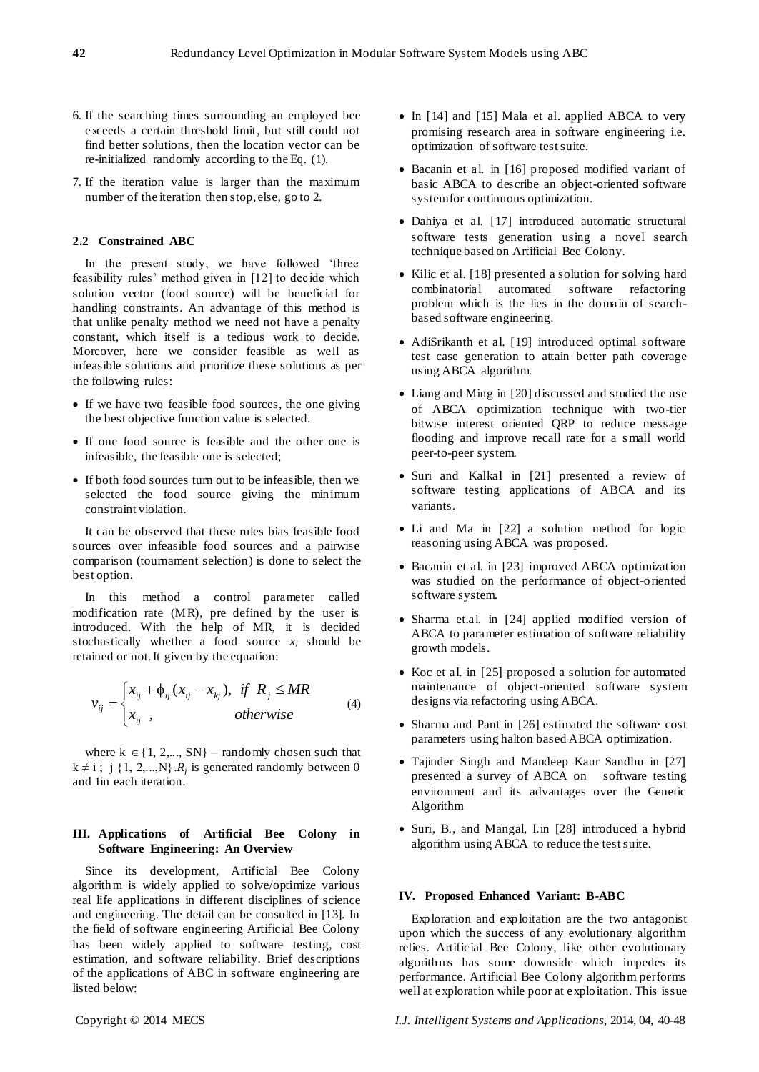6. If the searching times surrounding an employed bee exceeds a certain threshold limit, but still could not find better solutions, then the location vector can be re-initialized randomly according to the Eq. (1).

7. If the iteration value is larger than the maximum number of the iteration then stop, else, go to 2.

### 2.2 Constrained ABC

In the present study, we have followed 'three feasibility rules' method given in [12] to decide which solution vector (food source) will be beneficial for handling constraints. An advantage of this method is that unlike penalty method we need not have a penalty constant, which itself is a tedious work to decide. Moreover, here we consider feasible as well as infeasible solutions and prioritize these solutions as per the following rules:

- If we have two feasible food sources, the one giving the best objective function value is selected.
- If one food source is feasible and the other one is infeasible, the feasible one is selected;
- If both food sources turn out to be infeasible, then we selected the food source giving the minimum constraint violation.

It can be observed that these rules bias feasible food sources over infeasible food sources and a pairwise comparison (tournament selection) is done to select the best option.

In this method a control parameter called modification rate (MR), pre defined by the user is introduced. With the help of MR, it is decided stochastically whether a food source $x_i$ should be retained or not. It given by the equation:

$$v_{ij} = \begin{cases} x_{ij} + \phi_{ij}(x_{ij} - x_{kj}), & \text{if } R_j \le MR \\ x_{ij} \ , & \text{otherwise} \end{cases} \quad (4)$$

where $k \in \{1, 2, ..., SN\}$ – randomly chosen such that $k \neq i$ ; $j \{1, 2, ..., N\}$. $R_j$ is generated randomly between 0 and 1in each iteration.

## III. Applications of Artificial Bee Colony in Software Engineering: An Overview

Since its development, Artificial Bee Colony algorithm is widely applied to solve/optimize various real life applications in different disciplines of science and engineering. The detail can be consulted in [13]. In the field of software engineering Artificial Bee Colony has been widely applied to software testing, cost estimation, and software reliability. Brief descriptions of the applications of ABC in software engineering are listed below:

- In [14] and [15] Mala et al. applied ABCA to very promising research area in software engineering i.e. optimization of software test suite.
- Bacanin et al. in [16] proposed modified variant of basic ABCA to describe an object-oriented software system for continuous optimization.
- Dahiya et al. [17] introduced automatic structural software tests generation using a novel search technique based on Artificial Bee Colony.
- Kilic et al. [18] presented a solution for solving hard combinatorial automated software refactoring problem which is the lies in the domain of search-based software engineering.
- AdiSrikanth et al. [19] introduced optimal software test case generation to attain better path coverage using ABCA algorithm.
- Liang and Ming in [20] discussed and studied the use of ABCA optimization technique with two-tier bitwise interest oriented QRP to reduce message flooding and improve recall rate for a small world peer-to-peer system.
- Suri and Kalkal in [21] presented a review of software testing applications of ABCA and its variants.
- Li and Ma in [22] a solution method for logic reasoning using ABCA was proposed.
- Bacanin et al. in [23] improved ABCA optimization was studied on the performance of object-oriented software system.
- Sharma et.al. in [24] applied modified version of ABCA to parameter estimation of software reliability growth models.
- Koc et al. in [25] proposed a solution for automated maintenance of object-oriented software system designs via refactoring using ABCA.
- Sharma and Pant in [26] estimated the software cost parameters using halton based ABCA optimization.
- Tajinder Singh and Mandeep Kaur Sandhu in [27] presented a survey of ABCA on software testing environment and its advantages over the Genetic Algorithm
- Suri, B., and Mangal, I.in [28] introduced a hybrid algorithm using ABCA to reduce the test suite.

## IV. Proposed Enhanced Variant: B-ABC

Exploration and exploitation are the two antagonist upon which the success of any evolutionary algorithm relies. Artificial Bee Colony, like other evolutionary algorithms has some downside which impedes its performance. Artificial Bee Colony algorithm performs well at exploration while poor at exploitation. This issue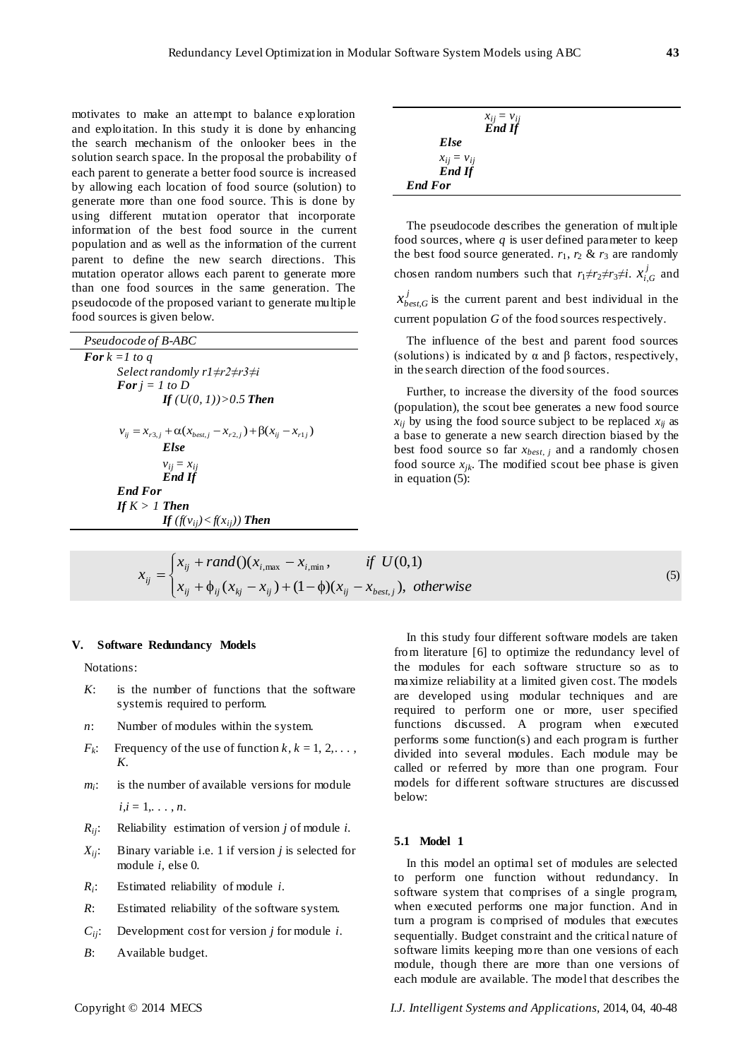motivates to make an attempt to balance exploration and exploitation. In this study it is done by enhancing the search mechanism of the onlooker bees in the solution search space. In the proposal the probability of each parent to generate a better food source is increased by allowing each location of food source (solution) to generate more than one food source. This is done by using different mutation operator that incorporate information of the best food source in the current population and as well as the information of the current parent to define the new search directions. This mutation operator allows each parent to generate more than one food sources in the same generation. The pseudocode of the proposed variant to generate multiple food sources is given below.

*Pseudocode of B-ABC*

```
For k =1 to q
    Select randomly r1≠r2≠r3≠i
    For j = 1 to D
        If (U(0, 1))>0.5 Then
            v_ij = x_r3,j + α(x_best,j − x_r2,j) + β(x_ij − x_r1j)
        Else
            v_ij = x_ij
        End If
    End For
    If K > 1 Then
        If (f(v_ij)< f(x_ij)) Then
            x_ij = v_ij
        End If
    Else
        x_ij = v_ij
    End If
End For
```

The pseudocode describes the generation of multiple food sources, where $q$ is user defined parameter to keep the best food source generated. $r_1$, $r_2$ & $r_3$ are randomly chosen random numbers such that $r_1 \neq r_2 \neq r_3 \neq i$. $x_{i,G}^{j}$ and $x_{best,G}^{j}$ is the current parent and best individual in the current population $G$ of the food sources respectively.

The influence of the best and parent food sources (solutions) is indicated by α and β factors, respectively, in the search direction of the food sources.

Further, to increase the diversity of the food sources (population), the scout bee generates a new food source $x_{ij}$ by using the food source subject to be replaced $x_{ij}$ as a base to generate a new search direction biased by the best food source so far $x_{best,j}$ and a randomly chosen food source $x_{jk}$. The modified scout bee phase is given in equation (5):

$$x_{ij} = \begin{cases} x_{ij} + rand()(x_{i,\max} - x_{i,\min}, & if \;\; U(0,1) \\ x_{ij} + \phi_{ij}(x_{kj} - x_{ij}) + (1-\phi)(x_{ij} - x_{best,j}), & otherwise \end{cases} \tag{5}$$

## V. Software Redundancy Models

Notations:

- $K$: is the number of functions that the software system is required to perform.
- $n$: Number of modules within the system.
- $F_k$: Frequency of the use of function $k$, $k = 1, 2, \ldots, K$.
- $m_i$: is the number of available versions for module $i, i = 1, \ldots, n$.
- $R_{ij}$: Reliability estimation of version $j$ of module $i$.
- $X_{ij}$: Binary variable i.e. 1 if version $j$ is selected for module $i$, else 0.
- $R_i$: Estimated reliability of module $i$.
- $R$: Estimated reliability of the software system.
- $C_{ij}$: Development cost for version $j$ for module $i$.
- $B$: Available budget.

In this study four different software models are taken from literature [6] to optimize the redundancy level of the modules for each software structure so as to maximize reliability at a limited given cost. The models are developed using modular techniques and are required to perform one or more, user specified functions discussed. A program when executed performs some function(s) and each program is further divided into several modules. Each module may be called or referred by more than one program. Four models for different software structures are discussed below:

### 5.1 Model 1

In this model an optimal set of modules are selected to perform one function without redundancy. In software system that comprises of a single program, when executed performs one major function. And in turn a program is comprised of modules that executes sequentially. Budget constraint and the critical nature of software limits keeping more than one versions of each module, though there are more than one versions of each module are available. The model that describes the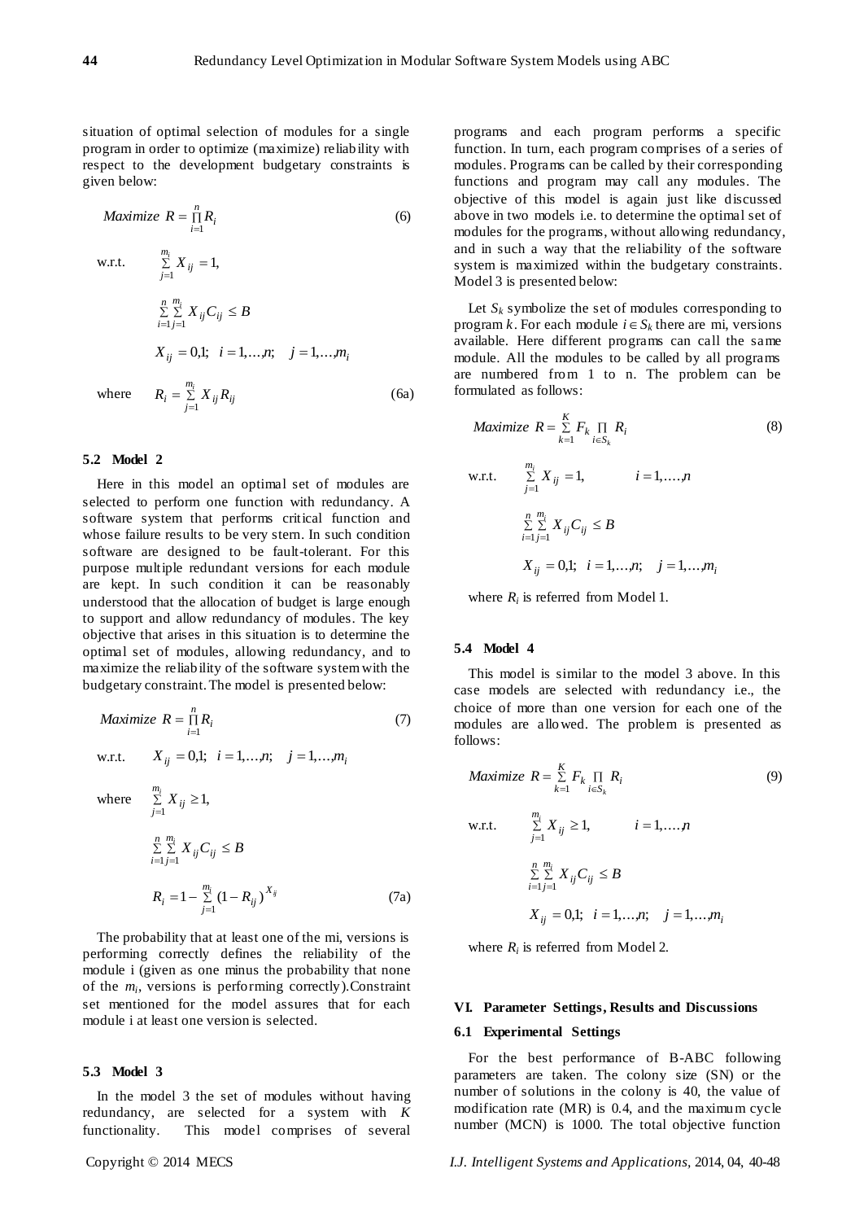situation of optimal selection of modules for a single program in order to optimize (maximize) reliability with respect to the development budgetary constraints is given below:

$$Maximize \ R = \prod_{i=1}^{n} R_i \tag{6}$$

w.r.t.
$$\sum_{j=1}^{m_i} X_{ij} = 1,$$

$$\sum_{i=1}^{n}\sum_{j=1}^{m_i} X_{ij} C_{ij} \le B$$

$$X_{ij} = 0,1; \quad i = 1,\ldots,n; \quad j = 1,\ldots,m_i$$

where
$$R_i = \sum_{j=1}^{m_i} X_{ij} R_{ij} \tag{6a}$$

### 5.2 Model 2

Here in this model an optimal set of modules are selected to perform one function with redundancy. A software system that performs critical function and whose failure results to be very stern. In such condition software are designed to be fault-tolerant. For this purpose multiple redundant versions for each module are kept. In such condition it can be reasonably understood that the allocation of budget is large enough to support and allow redundancy of modules. The key objective that arises in this situation is to determine the optimal set of modules, allowing redundancy, and to maximize the reliability of the software system with the budgetary constraint. The model is presented below:

$$Maximize \ R = \prod_{i=1}^{n} R_i \tag{7}$$

w.r.t.
$$X_{ij} = 0,1; \quad i = 1,\ldots,n; \quad j = 1,\ldots,m_i$$

where
$$\sum_{j=1}^{m_i} X_{ij} \ge 1,$$

$$\sum_{i=1}^{n}\sum_{j=1}^{m_i} X_{ij} C_{ij} \le B$$

$$R_i = 1 - \sum_{j=1}^{m_i} (1 - R_{ij})^{X_{ij}} \tag{7a}$$

The probability that at least one of the mi, versions is performing correctly defines the reliability of the module i (given as one minus the probability that none of the $m_i$, versions is performing correctly).Constraint set mentioned for the model assures that for each module i at least one version is selected.

### 5.3 Model 3

In the model 3 the set of modules without having redundancy, are selected for a system with $K$ functionality. This model comprises of several programs and each program performs a specific function. In turn, each program comprises of a series of modules. Programs can be called by their corresponding functions and program may call any modules. The objective of this model is again just like discussed above in two models i.e. to determine the optimal set of modules for the programs, without allowing redundancy, and in such a way that the reliability of the software system is maximized within the budgetary constraints. Model 3 is presented below:

Let $S_k$ symbolize the set of modules corresponding to program $k$. For each module $i \in S_k$ there are mi, versions available. Here different programs can call the same module. All the modules to be called by all programs are numbered from 1 to n. The problem can be formulated as follows:

$$Maximize \ R = \sum_{k=1}^{K} F_k \prod_{i \in S_k} R_i \tag{8}$$

w.r.t.
$$\sum_{j=1}^{m_i} X_{ij} = 1, \qquad i = 1,\ldots,n$$

$$\sum_{i=1}^{n}\sum_{j=1}^{m_i} X_{ij} C_{ij} \le B$$

$$X_{ij} = 0,1; \quad i = 1,\ldots,n; \quad j = 1,\ldots,m_i$$

where $R_i$ is referred from Model 1.

### 5.4 Model 4

This model is similar to the model 3 above. In this case models are selected with redundancy i.e., the choice of more than one version for each one of the modules are allowed. The problem is presented as follows:

$$Maximize \ R = \sum_{k=1}^{K} F_k \prod_{i \in S_k} R_i \tag{9}$$

w.r.t.
$$\sum_{j=1}^{m_i} X_{ij} \ge 1, \qquad i = 1,\ldots,n$$

$$\sum_{i=1}^{n}\sum_{j=1}^{m_i} X_{ij} C_{ij} \le B$$

$$X_{ij} = 0,1; \quad i = 1,\ldots,n; \quad j = 1,\ldots,m_i$$

where $R_i$ is referred from Model 2.

## VI. Parameter Settings, Results and Discussions

### 6.1 Experimental Settings

For the best performance of B-ABC following parameters are taken. The colony size (SN) or the number of solutions in the colony is 40, the value of modification rate (MR) is 0.4, and the maximum cycle number (MCN) is 1000. The total objective function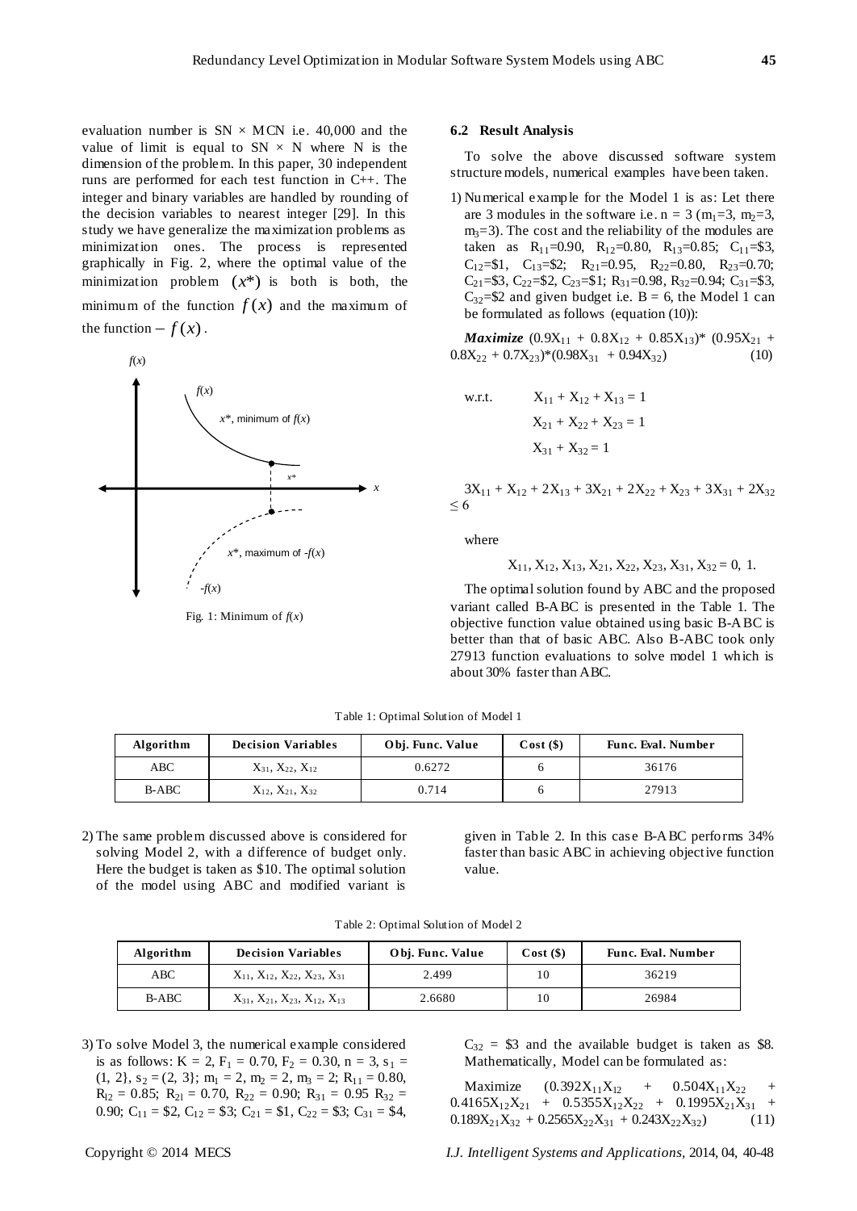evaluation number is SN × MCN i.e. 40,000 and the value of limit is equal to SN × N where N is the dimension of the problem. In this paper, 30 independent runs are performed for each test function in C++. The integer and binary variables are handled by rounding of the decision variables to nearest integer [29]. In this study we have generalize the maximization problems as minimization ones. The process is represented graphically in Fig. 2, where the optimal value of the minimization problem $(x^*)$ is both is both, the minimum of the function $f(x)$ and the maximum of the function $-f(x)$.

Fig. 1: Minimum of $f(x)$

### 6.2 Result Analysis

To solve the above discussed software system structure models, numerical examples have been taken.

1) Numerical example for the Model 1 is as: Let there are 3 modules in the software i.e. n = 3 ($m_1$=3, $m_2$=3, $m_3$=3). The cost and the reliability of the modules are taken as $R_{11}$=0.90, $R_{12}$=0.80, $R_{13}$=0.85; $C_{11}$=\$3, $C_{12}$=\$1, $C_{13}$=\$2; $R_{21}$=0.95, $R_{22}$=0.80, $R_{23}$=0.70; $C_{21}$=\$3, $C_{22}$=\$2, $C_{23}$=\$1; $R_{31}$=0.98, $R_{32}$=0.94; $C_{31}$=\$3, $C_{32}$=\$2 and given budget i.e. B = 6, the Model 1 can be formulated as follows (equation (10)):

$$\textbf{\textit{Maximize}}\ (0.9X_{11} + 0.8X_{12} + 0.85X_{13})*(0.95X_{21} + 0.8X_{22} + 0.7X_{23})*(0.98X_{31} + 0.94X_{32}) \quad (10)$$

w.r.t.

$$X_{11} + X_{12} + X_{13} = 1$$
$$X_{21} + X_{22} + X_{23} = 1$$
$$X_{31} + X_{32} = 1$$

$$3X_{11} + X_{12} + 2X_{13} + 3X_{21} + 2X_{22} + X_{23} + 3X_{31} + 2X_{32} \le 6$$

where

$$X_{11}, X_{12}, X_{13}, X_{21}, X_{22}, X_{23}, X_{31}, X_{32} = 0,\ 1.$$

The optimal solution found by ABC and the proposed variant called B-ABC is presented in the Table 1. The objective function value obtained using basic B-ABC is better than that of basic ABC. Also B-ABC took only 27913 function evaluations to solve model 1 which is about 30% faster than ABC.

Table 1: Optimal Solution of Model 1

| Algorithm | Decision Variables | Obj. Func. Value | Cost (\$) | Func. Eval. Number |
|---|---|---|---|---|
| ABC | $X_{31}$, $X_{22}$, $X_{12}$ | 0.6272 | 6 | 36176 |
| B-ABC | $X_{12}$, $X_{21}$, $X_{32}$ | 0.714 | 6 | 27913 |

2) The same problem discussed above is considered for solving Model 2, with a difference of budget only. Here the budget is taken as \$10. The optimal solution of the model using ABC and modified variant is given in Table 2. In this case B-ABC performs 34% faster than basic ABC in achieving objective function value.

Table 2: Optimal Solution of Model 2

| Algorithm | Decision Variables | Obj. Func. Value | Cost (\$) | Func. Eval. Number |
|---|---|---|---|---|
| ABC | $X_{11}$, $X_{12}$, $X_{22}$, $X_{23}$, $X_{31}$ | 2.499 | 10 | 36219 |
| B-ABC | $X_{31}$, $X_{21}$, $X_{23}$, $X_{12}$, $X_{13}$ | 2.6680 | 10 | 26984 |

3) To solve Model 3, the numerical example considered is as follows: K = 2, $F_1$ = 0.70, $F_2$ = 0.30, n = 3, $s_1$ = {1, 2}, $s_2$ = {2, 3}; $m_1$ = 2, $m_2$ = 2, $m_3$ = 2; $R_{11}$ = 0.80, $R_{l2}$ = 0.85; $R_{21}$ = 0.70, $R_{22}$ = 0.90; $R_{31}$ = 0.95 $R_{32}$ = 0.90; $C_{11}$ = \$2, $C_{12}$ = \$3; $C_{21}$ = \$1, $C_{22}$ = \$3; $C_{31}$ = \$4, $C_{32}$ = \$3 and the available budget is taken as \$8. Mathematically, Model can be formulated as:

$$\text{Maximize}\quad (0.392X_{11}X_{12} + 0.504X_{11}X_{22} + 0.4165X_{12}X_{21} + 0.5355X_{12}X_{22} + 0.1995X_{21}X_{31} + 0.189X_{21}X_{32} + 0.2565X_{22}X_{31} + 0.243X_{22}X_{32}) \quad (11)$$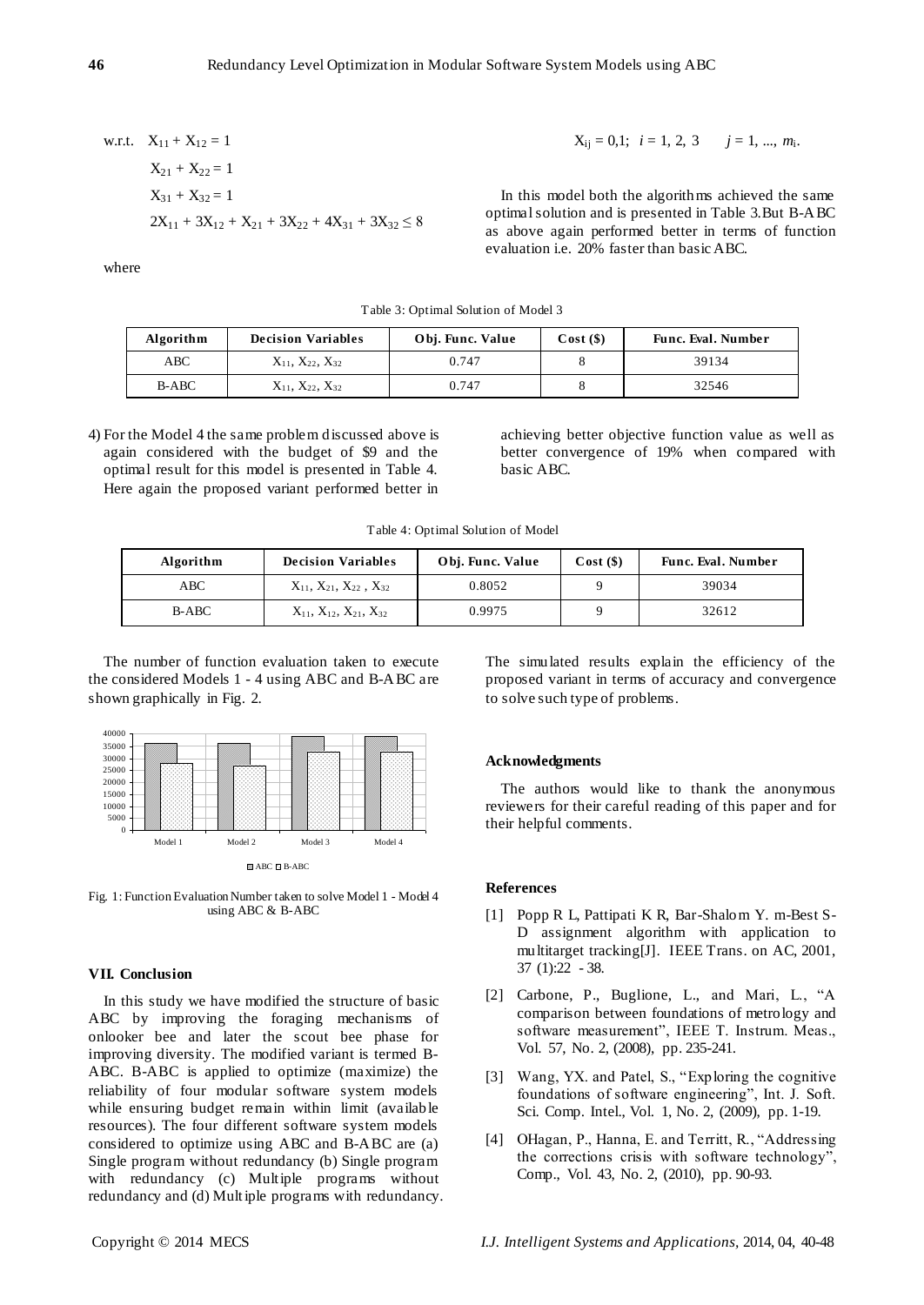w.r.t. $X_{11} + X_{12} = 1$

$X_{21} + X_{22} = 1$

$X_{31} + X_{32} = 1$

$2X_{11} + 3X_{12} + X_{21} + 3X_{22} + 4X_{31} + 3X_{32} \leq 8$

where

$X_{ij} = 0,1; \; i = 1, 2, 3 \quad j = 1, ..., m_i.$

In this model both the algorithms achieved the same optimal solution and is presented in Table 3. But B-ABC as above again performed better in terms of function evaluation i.e. 20% faster than basic ABC.

Table 3: Optimal Solution of Model 3

| Algorithm | Decision Variables | Obj. Func. Value | Cost ($) | Func. Eval. Number |
|---|---|---|---|---|
| ABC | $X_{11}$, $X_{22}$, $X_{32}$ | 0.747 | 8 | 39134 |
| B-ABC | $X_{11}$, $X_{22}$, $X_{32}$ | 0.747 | 8 | 32546 |

4) For the Model 4 the same problem discussed above is again considered with the budget of $9 and the optimal result for this model is presented in Table 4. Here again the proposed variant performed better in achieving better objective function value as well as better convergence of 19% when compared with basic ABC.

Table 4: Optimal Solution of Model

| Algorithm | Decision Variables | Obj. Func. Value | Cost ($) | Func. Eval. Number |
|---|---|---|---|---|
| ABC | $X_{11}$, $X_{21}$, $X_{22}$, $X_{32}$ | 0.8052 | 9 | 39034 |
| B-ABC | $X_{11}$, $X_{12}$, $X_{21}$, $X_{32}$ | 0.9975 | 9 | 32612 |

The number of function evaluation taken to execute the considered Models 1 - 4 using ABC and B-ABC are shown graphically in Fig. 2.

Fig. 1: Function Evaluation Number taken to solve Model 1 - Model 4 using ABC & B-ABC

## VII. Conclusion

In this study we have modified the structure of basic ABC by improving the foraging mechanisms of onlooker bee and later the scout bee phase for improving diversity. The modified variant is termed B-ABC. B-ABC is applied to optimize (maximize) the reliability of four modular software system models while ensuring budget remain within limit (available resources). The four different software system models considered to optimize using ABC and B-ABC are (a) Single program without redundancy (b) Single program with redundancy (c) Multiple programs without redundancy and (d) Multiple programs with redundancy. The simulated results explain the efficiency of the proposed variant in terms of accuracy and convergence to solve such type of problems.

### Acknowledgments

The authors would like to thank the anonymous reviewers for their careful reading of this paper and for their helpful comments.

### References

[1] Popp R L, Pattipati K R, Bar-Shalom Y. m-Best S-D assignment algorithm with application to multitarget tracking[J]. IEEE Trans. on AC, 2001, 37 (1):22 - 38.

[2] Carbone, P., Buglione, L., and Mari, L., "A comparison between foundations of metrology and software measurement", IEEE T. Instrum. Meas., Vol. 57, No. 2, (2008), pp. 235-241.

[3] Wang, YX. and Patel, S., "Exploring the cognitive foundations of software engineering", Int. J. Soft. Sci. Comp. Intel., Vol. 1, No. 2, (2009), pp. 1-19.

[4] OHagan, P., Hanna, E. and Territt, R., "Addressing the corrections crisis with software technology", Comp., Vol. 43, No. 2, (2010), pp. 90-93.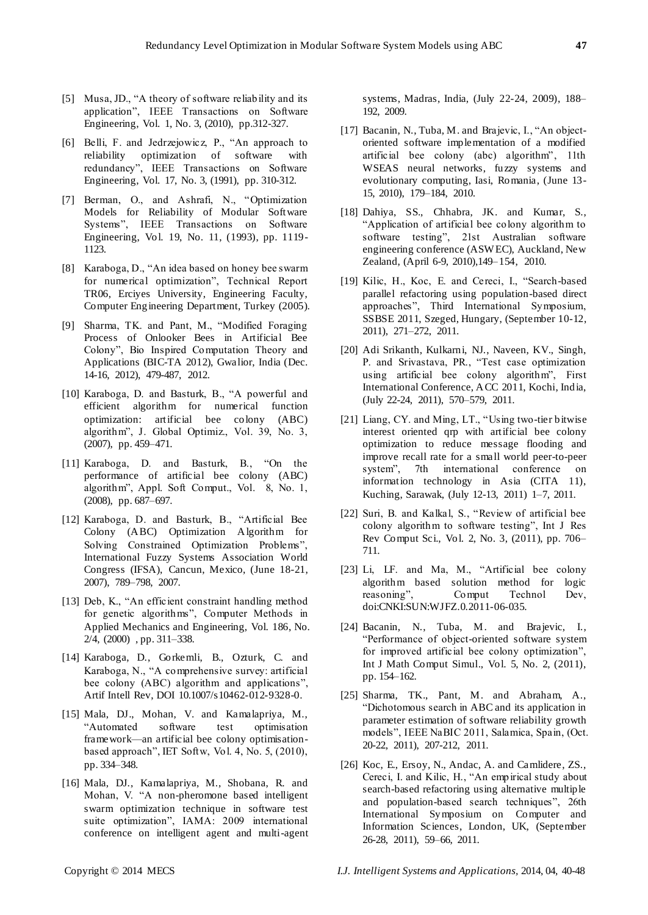[5] Musa, JD., "A theory of software reliability and its application", IEEE Transactions on Software Engineering, Vol. 1, No. 3, (2010), pp.312-327.

[6] Belli, F. and Jedrzejowicz, P., "An approach to reliability optimization of software with redundancy", IEEE Transactions on Software Engineering, Vol. 17, No. 3, (1991), pp. 310-312.

[7] Berman, O., and Ashrafi, N., "Optimization Models for Reliability of Modular Software Systems", IEEE Transactions on Software Engineering, Vol. 19, No. 11, (1993), pp. 1119-1123.

[8] Karaboga, D., "An idea based on honey bee swarm for numerical optimization", Technical Report TR06, Erciyes University, Engineering Faculty, Computer Engineering Department, Turkey (2005).

[9] Sharma, TK. and Pant, M., "Modified Foraging Process of Onlooker Bees in Artificial Bee Colony", Bio Inspired Computation Theory and Applications (BIC-TA 2012), Gwalior, India (Dec. 14-16, 2012), 479-487, 2012.

[10] Karaboga, D. and Basturk, B., "A powerful and efficient algorithm for numerical function optimization: artificial bee colony (ABC) algorithm", J. Global Optimiz., Vol. 39, No. 3, (2007), pp. 459–471.

[11] Karaboga, D. and Basturk, B., "On the performance of artificial bee colony (ABC) algorithm", Appl. Soft Comput., Vol. 8, No. 1, (2008), pp. 687–697.

[12] Karaboga, D. and Basturk, B., "Artificial Bee Colony (ABC) Optimization Algorithm for Solving Constrained Optimization Problems", International Fuzzy Systems Association World Congress (IFSA), Cancun, Mexico, (June 18-21, 2007), 789–798, 2007.

[13] Deb, K., "An efficient constraint handling method for genetic algorithms", Computer Methods in Applied Mechanics and Engineering, Vol. 186, No. 2/4, (2000) , pp. 311–338.

[14] Karaboga, D., Gorkemli, B., Ozturk, C. and Karaboga, N., "A comprehensive survey: artificial bee colony (ABC) algorithm and applications", Artif Intell Rev, DOI 10.1007/s10462-012-9328-0.

[15] Mala, DJ., Mohan, V. and Kamalapriya, M., "Automated software test optimisation framework—an artificial bee colony optimisation-based approach", IET Softw, Vol. 4, No. 5, (2010), pp. 334–348.

[16] Mala, DJ., Kamalapriya, M., Shobana, R. and Mohan, V. "A non-pheromone based intelligent swarm optimization technique in software test suite optimization", IAMA: 2009 international conference on intelligent agent and multi-agent systems, Madras, India, (July 22-24, 2009), 188–192, 2009.

[17] Bacanin, N., Tuba, M. and Brajevic, I., "An object-oriented software implementation of a modified artificial bee colony (abc) algorithm", 11th WSEAS neural networks, fuzzy systems and evolutionary computing, Iasi, Romania, (June 13-15, 2010), 179–184, 2010.

[18] Dahiya, SS., Chhabra, JK. and Kumar, S., "Application of artificial bee colony algorithm to software testing", 21st Australian software engineering conference (ASWEC), Auckland, New Zealand, (April 6-9, 2010),149–154, 2010.

[19] Kilic, H., Koc, E. and Cereci, I., "Search-based parallel refactoring using population-based direct approaches", Third International Symposium, SSBSE 2011, Szeged, Hungary, (September 10-12, 2011), 271–272, 2011.

[20] Adi Srikanth, Kulkarni, NJ., Naveen, KV., Singh, P. and Srivastava, PR., "Test case optimization using artificial bee colony algorithm", First International Conference, ACC 2011, Kochi, India, (July 22-24, 2011), 570–579, 2011.

[21] Liang, CY. and Ming, LT., "Using two-tier bitwise interest oriented qrp with artificial bee colony optimization to reduce message flooding and improve recall rate for a small world peer-to-peer system", 7th international conference on information technology in Asia (CITA 11), Kuching, Sarawak, (July 12-13, 2011) 1–7, 2011.

[22] Suri, B. and Kalkal, S., "Review of artificial bee colony algorithm to software testing", Int J Res Rev Comput Sci., Vol. 2, No. 3, (2011), pp. 706–711.

[23] Li, LF. and Ma, M., "Artificial bee colony algorithm based solution method for logic reasoning", Comput Technol Dev, doi:CNKI:SUN:WJFZ.0.2011-06-035.

[24] Bacanin, N., Tuba, M. and Brajevic, I., "Performance of object-oriented software system for improved artificial bee colony optimization", Int J Math Comput Simul., Vol. 5, No. 2, (2011), pp. 154–162.

[25] Sharma, TK., Pant, M. and Abraham, A., "Dichotomous search in ABC and its application in parameter estimation of software reliability growth models", IEEE NaBIC 2011, Salamica, Spain, (Oct. 20-22, 2011), 207-212, 2011.

[26] Koc, E., Ersoy, N., Andac, A. and Camlidere, ZS., Cereci, I. and Kilic, H., "An empirical study about search-based refactoring using alternative multiple and population-based search techniques", 26th International Symposium on Computer and Information Sciences, London, UK, (September 26-28, 2011), 59–66, 2011.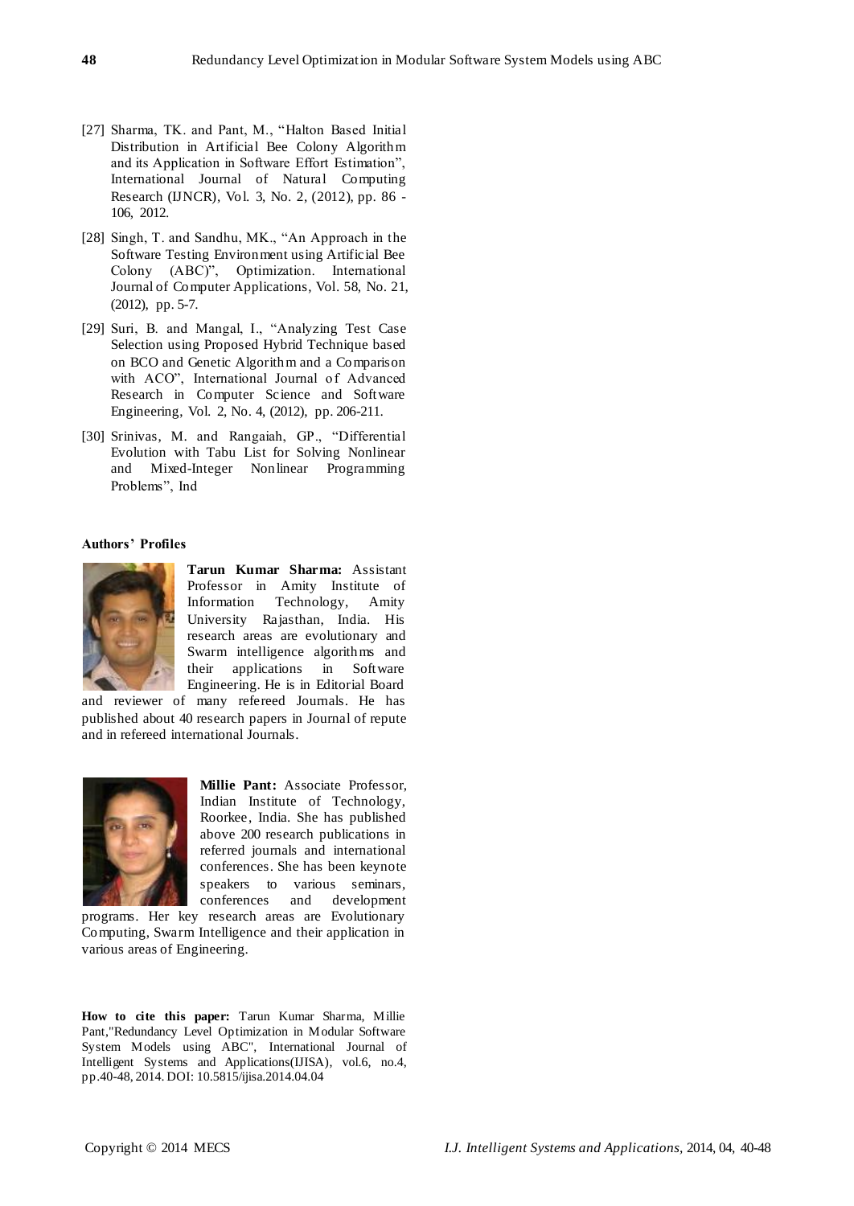[27] Sharma, TK. and Pant, M., "Halton Based Initial Distribution in Artificial Bee Colony Algorithm and its Application in Software Effort Estimation", International Journal of Natural Computing Research (IJNCR), Vol. 3, No. 2, (2012), pp. 86 - 106, 2012.

[28] Singh, T. and Sandhu, MK., "An Approach in the Software Testing Environment using Artificial Bee Colony (ABC)", Optimization. International Journal of Computer Applications, Vol. 58, No. 21, (2012), pp. 5-7.

[29] Suri, B. and Mangal, I., "Analyzing Test Case Selection using Proposed Hybrid Technique based on BCO and Genetic Algorithm and a Comparison with ACO", International Journal of Advanced Research in Computer Science and Software Engineering, Vol. 2, No. 4, (2012), pp. 206-211.

[30] Srinivas, M. and Rangaiah, GP., "Differential Evolution with Tabu List for Solving Nonlinear and Mixed-Integer Nonlinear Programming Problems", Ind

**Authors' Profiles**

**Tarun Kumar Sharma:** Assistant Professor in Amity Institute of Information Technology, Amity University Rajasthan, India. His research areas are evolutionary and Swarm intelligence algorithms and their applications in Software Engineering. He is in Editorial Board and reviewer of many refereed Journals. He has published about 40 research papers in Journal of repute and in refereed international Journals.

**Millie Pant:** Associate Professor, Indian Institute of Technology, Roorkee, India. She has published above 200 research publications in referred journals and international conferences. She has been keynote speakers to various seminars, conferences and development programs. Her key research areas are Evolutionary Computing, Swarm Intelligence and their application in various areas of Engineering.

**How to cite this paper:** Tarun Kumar Sharma, Millie Pant,"Redundancy Level Optimization in Modular Software System Models using ABC", International Journal of Intelligent Systems and Applications(IJISA), vol.6, no.4, pp.40-48, 2014. DOI: 10.5815/ijisa.2014.04.04